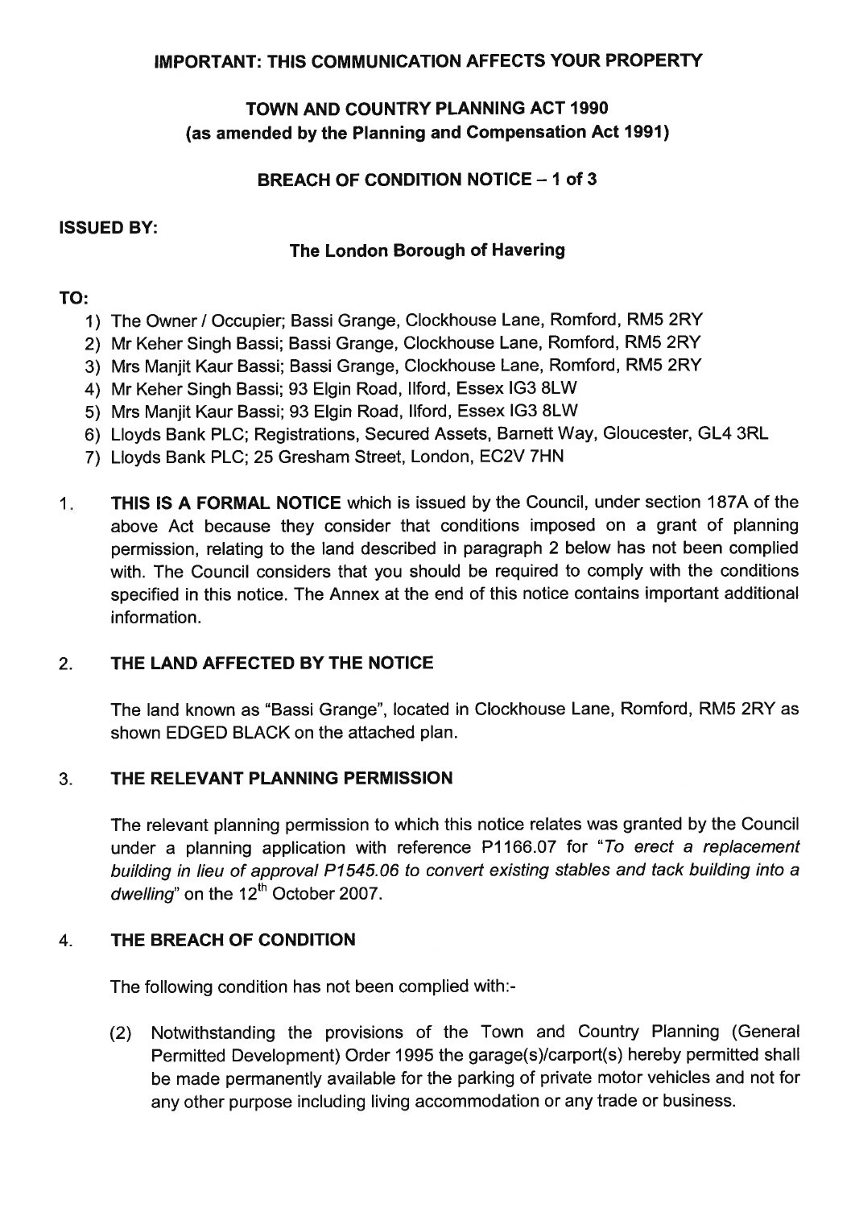**IMPORTANT: THIS COMMUNICATION AFFECTS YOUR PROPERTY**

**TOWN AND COUNTRY PLANNING ACT 1990**
**(as amended by the Planning and Compensation Act 1991)**

**BREACH OF CONDITION NOTICE – 1 of 3**

**ISSUED BY:**

**The London Borough of Havering**

**TO:**

1) The Owner / Occupier; Bassi Grange, Clockhouse Lane, Romford, RM5 2RY
2) Mr Keher Singh Bassi; Bassi Grange, Clockhouse Lane, Romford, RM5 2RY
3) Mrs Manjit Kaur Bassi; Bassi Grange, Clockhouse Lane, Romford, RM5 2RY
4) Mr Keher Singh Bassi; 93 Elgin Road, Ilford, Essex IG3 8LW
5) Mrs Manjit Kaur Bassi; 93 Elgin Road, Ilford, Essex IG3 8LW
6) Lloyds Bank PLC; Registrations, Secured Assets, Barnett Way, Gloucester, GL4 3RL
7) Lloyds Bank PLC; 25 Gresham Street, London, EC2V 7HN

1. **THIS IS A FORMAL NOTICE** which is issued by the Council, under section 187A of the above Act because they consider that conditions imposed on a grant of planning permission, relating to the land described in paragraph 2 below has not been complied with. The Council considers that you should be required to comply with the conditions specified in this notice. The Annex at the end of this notice contains important additional information.

2. **THE LAND AFFECTED BY THE NOTICE**

   The land known as "Bassi Grange", located in Clockhouse Lane, Romford, RM5 2RY as shown EDGED BLACK on the attached plan.

3. **THE RELEVANT PLANNING PERMISSION**

   The relevant planning permission to which this notice relates was granted by the Council under a planning application with reference P1166.07 for "*To erect a replacement building in lieu of approval P1545.06 to convert existing stables and tack building into a dwelling*" on the 12th October 2007.

4. **THE BREACH OF CONDITION**

   The following condition has not been complied with:-

   (2) Notwithstanding the provisions of the Town and Country Planning (General Permitted Development) Order 1995 the garage(s)/carport(s) hereby permitted shall be made permanently available for the parking of private motor vehicles and not for any other purpose including living accommodation or any trade or business.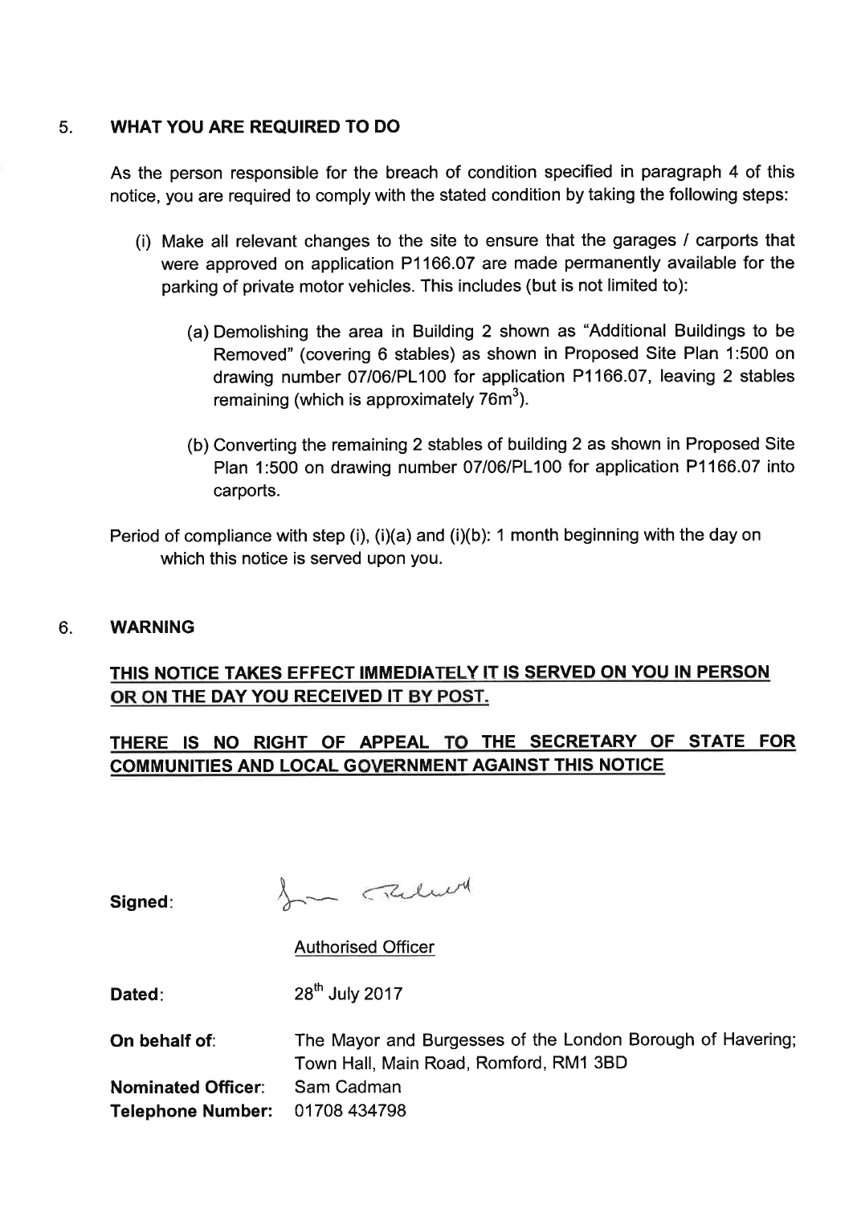## 5. WHAT YOU ARE REQUIRED TO DO

As the person responsible for the breach of condition specified in paragraph 4 of this notice, you are required to comply with the stated condition by taking the following steps:

(i) Make all relevant changes to the site to ensure that the garages / carports that were approved on application P1166.07 are made permanently available for the parking of private motor vehicles. This includes (but is not limited to):

   (a) Demolishing the area in Building 2 shown as "Additional Buildings to be Removed" (covering 6 stables) as shown in Proposed Site Plan 1:500 on drawing number 07/06/PL100 for application P1166.07, leaving 2 stables remaining (which is approximately $76m^3$).

   (b) Converting the remaining 2 stables of building 2 as shown in Proposed Site Plan 1:500 on drawing number 07/06/PL100 for application P1166.07 into carports.

Period of compliance with step (i), (i)(a) and (i)(b): 1 month beginning with the day on which this notice is served upon you.

## 6. WARNING

**THIS NOTICE TAKES EFFECT IMMEDIATELY IT IS SERVED ON YOU IN PERSON OR ON THE DAY YOU RECEIVED IT BY POST.**

**THERE IS NO RIGHT OF APPEAL TO THE SECRETARY OF STATE FOR COMMUNITIES AND LOCAL GOVERNMENT AGAINST THIS NOTICE**

**Signed**:

Authorised Officer

**Dated**: 28th July 2017

**On behalf of**: The Mayor and Burgesses of the London Borough of Havering; Town Hall, Main Road, Romford, RM1 3BD

**Nominated Officer**: Sam Cadman

**Telephone Number**: 01708 434798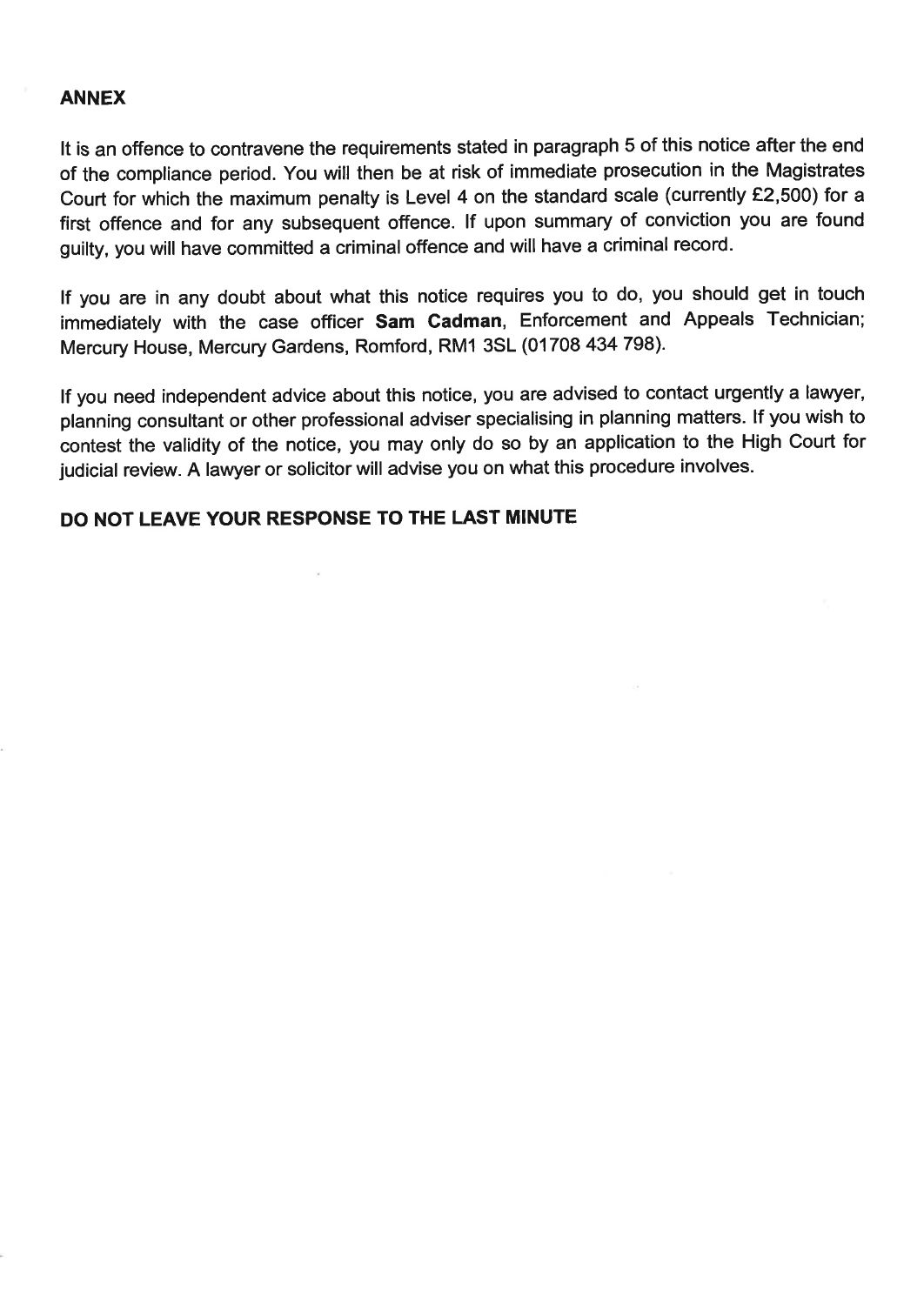## ANNEX

It is an offence to contravene the requirements stated in paragraph 5 of this notice after the end of the compliance period. You will then be at risk of immediate prosecution in the Magistrates Court for which the maximum penalty is Level 4 on the standard scale (currently £2,500) for a first offence and for any subsequent offence. If upon summary of conviction you are found guilty, you will have committed a criminal offence and will have a criminal record.

If you are in any doubt about what this notice requires you to do, you should get in touch immediately with the case officer **Sam Cadman**, Enforcement and Appeals Technician; Mercury House, Mercury Gardens, Romford, RM1 3SL (01708 434 798).

If you need independent advice about this notice, you are advised to contact urgently a lawyer, planning consultant or other professional adviser specialising in planning matters. If you wish to contest the validity of the notice, you may only do so by an application to the High Court for judicial review. A lawyer or solicitor will advise you on what this procedure involves.

**DO NOT LEAVE YOUR RESPONSE TO THE LAST MINUTE**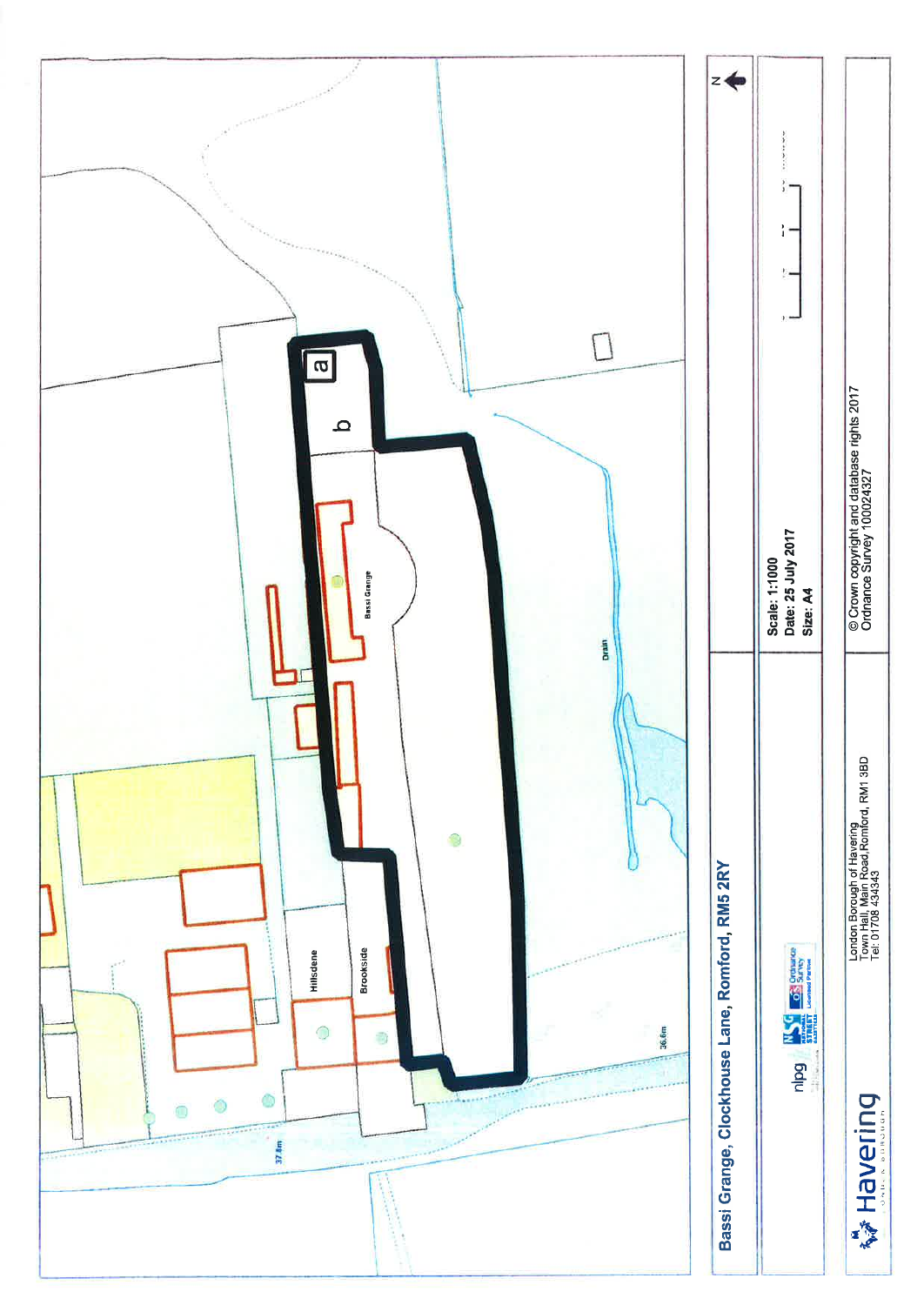**Bassi Grange, Clockhouse Lane, Romford, RM5 2RY**

Scale: 1:1000
Date: 25 July 2017
Size: A4

© Crown copyright and database rights 2017
Ordnance Survey 100024327

London Borough of Havering
Town Hall, Main Road, Romford, RM1 3BD
Tel: 01708 434343

Havering
LONDON BOROUGH

nlpg

Ordnance Survey Licensed Partner

NATIONAL STREET GAZETTEER

N

a

b

Bassi Grange

Hillsdene

Brookside

Drain

37.8m

36.6m